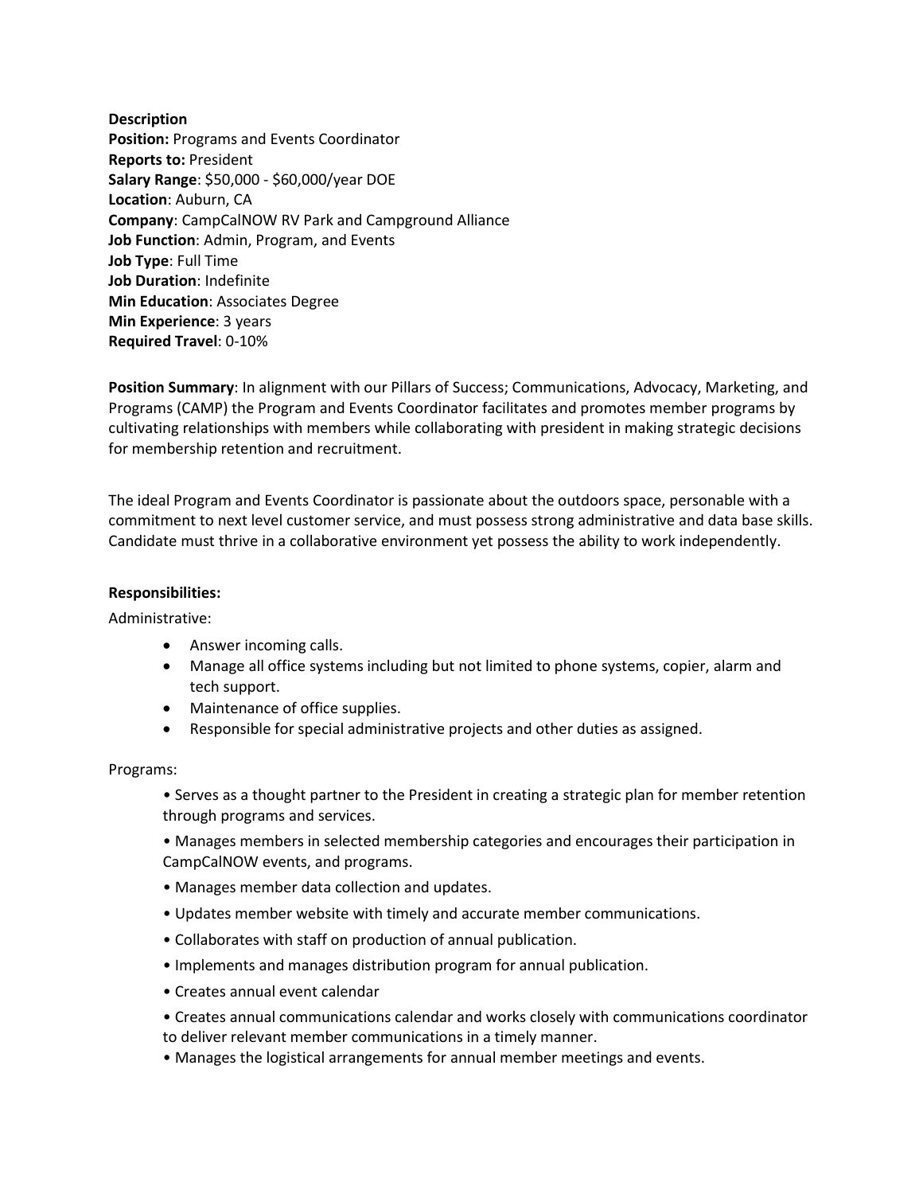**Description**
**Position:** Programs and Events Coordinator
**Reports to:** President
**Salary Range**: $50,000 - $60,000/year DOE
**Location**: Auburn, CA
**Company**: CampCalNOW RV Park and Campground Alliance
**Job Function**: Admin, Program, and Events
**Job Type**: Full Time
**Job Duration**: Indefinite
**Min Education**: Associates Degree
**Min Experience**: 3 years
**Required Travel**: 0-10%

**Position Summary**: In alignment with our Pillars of Success; Communications, Advocacy, Marketing, and Programs (CAMP) the Program and Events Coordinator facilitates and promotes member programs by cultivating relationships with members while collaborating with president in making strategic decisions for membership retention and recruitment.

The ideal Program and Events Coordinator is passionate about the outdoors space, personable with a commitment to next level customer service, and must possess strong administrative and data base skills. Candidate must thrive in a collaborative environment yet possess the ability to work independently.

**Responsibilities:**

Administrative:

- Answer incoming calls.
- Manage all office systems including but not limited to phone systems, copier, alarm and tech support.
- Maintenance of office supplies.
- Responsible for special administrative projects and other duties as assigned.

Programs:

- Serves as a thought partner to the President in creating a strategic plan for member retention through programs and services.
- Manages members in selected membership categories and encourages their participation in CampCalNOW events, and programs.
- Manages member data collection and updates.
- Updates member website with timely and accurate member communications.
- Collaborates with staff on production of annual publication.
- Implements and manages distribution program for annual publication.
- Creates annual event calendar
- Creates annual communications calendar and works closely with communications coordinator to deliver relevant member communications in a timely manner.
- Manages the logistical arrangements for annual member meetings and events.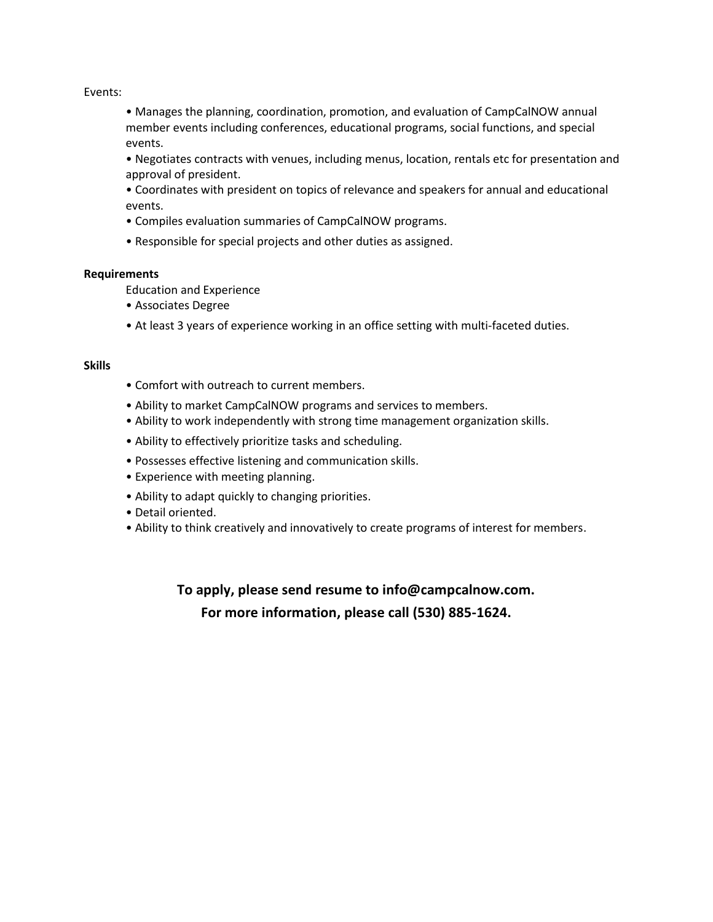Events:

- Manages the planning, coordination, promotion, and evaluation of CampCalNOW annual member events including conferences, educational programs, social functions, and special events.
- Negotiates contracts with venues, including menus, location, rentals etc for presentation and approval of president.
- Coordinates with president on topics of relevance and speakers for annual and educational events.
- Compiles evaluation summaries of CampCalNOW programs.
- Responsible for special projects and other duties as assigned.

**Requirements**

Education and Experience

- Associates Degree
- At least 3 years of experience working in an office setting with multi-faceted duties.

**Skills**

- Comfort with outreach to current members.
- Ability to market CampCalNOW programs and services to members.
- Ability to work independently with strong time management organization skills.
- Ability to effectively prioritize tasks and scheduling.
- Possesses effective listening and communication skills.
- Experience with meeting planning.
- Ability to adapt quickly to changing priorities.
- Detail oriented.
- Ability to think creatively and innovatively to create programs of interest for members.

**To apply, please send resume to info@campcalnow.com.**

**For more information, please call (530) 885-1624.**